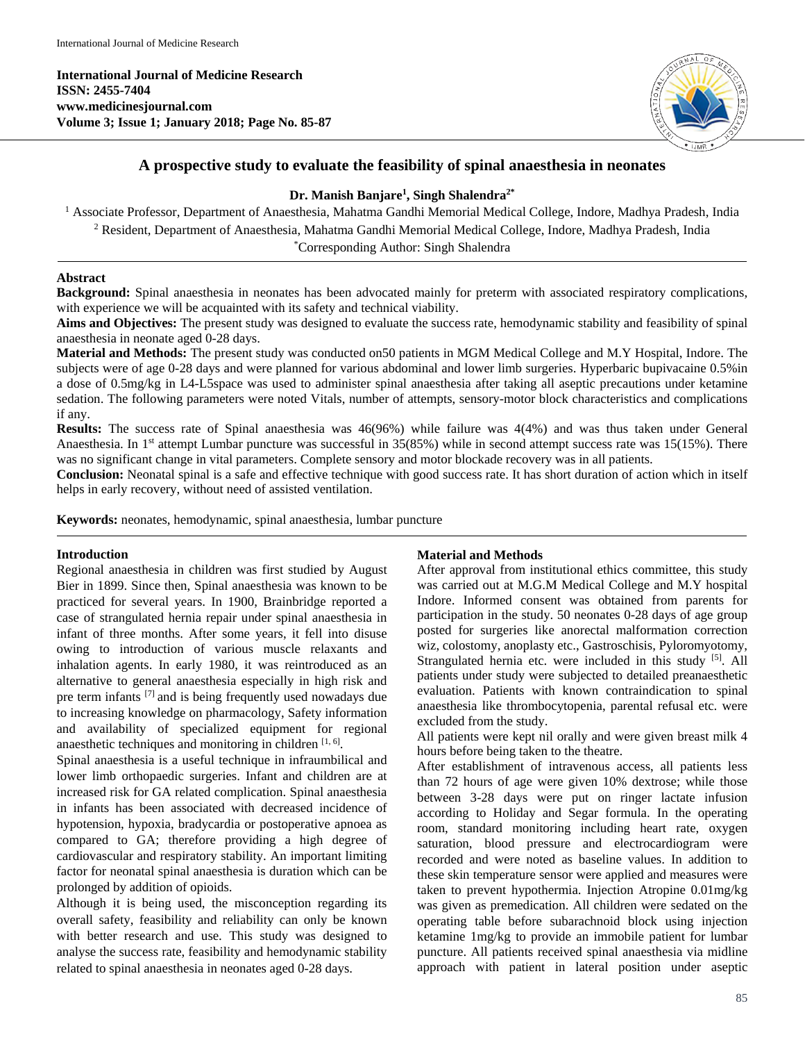International Journal of Medicine Research
ISSN: 2455-7404
www.medicinesjournal.com
Volume 3; Issue 1; January 2018; Page No. 85-87

# A prospective study to evaluate the feasibility of spinal anaesthesia in neonates

**Dr. Manish Banjare[1], Singh Shalendra[2*]**

[1] Associate Professor, Department of Anaesthesia, Mahatma Gandhi Memorial Medical College, Indore, Madhya Pradesh, India

[2] Resident, Department of Anaesthesia, Mahatma Gandhi Memorial Medical College, Indore, Madhya Pradesh, India

*Corresponding Author: Singh Shalendra

## Abstract

**Background:** Spinal anaesthesia in neonates has been advocated mainly for preterm with associated respiratory complications, with experience we will be acquainted with its safety and technical viability.

**Aims and Objectives:** The present study was designed to evaluate the success rate, hemodynamic stability and feasibility of spinal anaesthesia in neonate aged 0-28 days.

**Material and Methods:** The present study was conducted on50 patients in MGM Medical College and M.Y Hospital, Indore. The subjects were of age 0-28 days and were planned for various abdominal and lower limb surgeries. Hyperbaric bupivacaine 0.5%in a dose of 0.5mg/kg in L4-L5space was used to administer spinal anaesthesia after taking all aseptic precautions under ketamine sedation. The following parameters were noted Vitals, number of attempts, sensory-motor block characteristics and complications if any.

**Results:** The success rate of Spinal anaesthesia was 46(96%) while failure was 4(4%) and was thus taken under General Anaesthesia. In 1st attempt Lumbar puncture was successful in 35(85%) while in second attempt success rate was 15(15%). There was no significant change in vital parameters. Complete sensory and motor blockade recovery was in all patients.

**Conclusion:** Neonatal spinal is a safe and effective technique with good success rate. It has short duration of action which in itself helps in early recovery, without need of assisted ventilation.

**Keywords:** neonates, hemodynamic, spinal anaesthesia, lumbar puncture

## Introduction

Regional anaesthesia in children was first studied by August Bier in 1899. Since then, Spinal anaesthesia was known to be practiced for several years. In 1900, Brainbridge reported a case of strangulated hernia repair under spinal anaesthesia in infant of three months. After some years, it fell into disuse owing to introduction of various muscle relaxants and inhalation agents. In early 1980, it was reintroduced as an alternative to general anaesthesia especially in high risk and pre term infants [7] and is being frequently used nowadays due to increasing knowledge on pharmacology, Safety information and availability of specialized equipment for regional anaesthetic techniques and monitoring in children [1, 6].

Spinal anaesthesia is a useful technique in infraumbilical and lower limb orthopaedic surgeries. Infant and children are at increased risk for GA related complication. Spinal anaesthesia in infants has been associated with decreased incidence of hypotension, hypoxia, bradycardia or postoperative apnoea as compared to GA; therefore providing a high degree of cardiovascular and respiratory stability. An important limiting factor for neonatal spinal anaesthesia is duration which can be prolonged by addition of opioids.

Although it is being used, the misconception regarding its overall safety, feasibility and reliability can only be known with better research and use. This study was designed to analyse the success rate, feasibility and hemodynamic stability related to spinal anaesthesia in neonates aged 0-28 days.

## Material and Methods

After approval from institutional ethics committee, this study was carried out at M.G.M Medical College and M.Y hospital Indore. Informed consent was obtained from parents for participation in the study. 50 neonates 0-28 days of age group posted for surgeries like anorectal malformation correction wiz, colostomy, anoplasty etc., Gastroschisis, Pyloromyotomy, Strangulated hernia etc. were included in this study [5]. All patients under study were subjected to detailed preanaesthetic evaluation. Patients with known contraindication to spinal anaesthesia like thrombocytopenia, parental refusal etc. were excluded from the study.

All patients were kept nil orally and were given breast milk 4 hours before being taken to the theatre.

After establishment of intravenous access, all patients less than 72 hours of age were given 10% dextrose; while those between 3-28 days were put on ringer lactate infusion according to Holiday and Segar formula. In the operating room, standard monitoring including heart rate, oxygen saturation, blood pressure and electrocardiogram were recorded and were noted as baseline values. In addition to these skin temperature sensor were applied and measures were taken to prevent hypothermia. Injection Atropine 0.01mg/kg was given as premedication. All children were sedated on the operating table before subarachnoid block using injection ketamine 1mg/kg to provide an immobile patient for lumbar puncture. All patients received spinal anaesthesia via midline approach with patient in lateral position under aseptic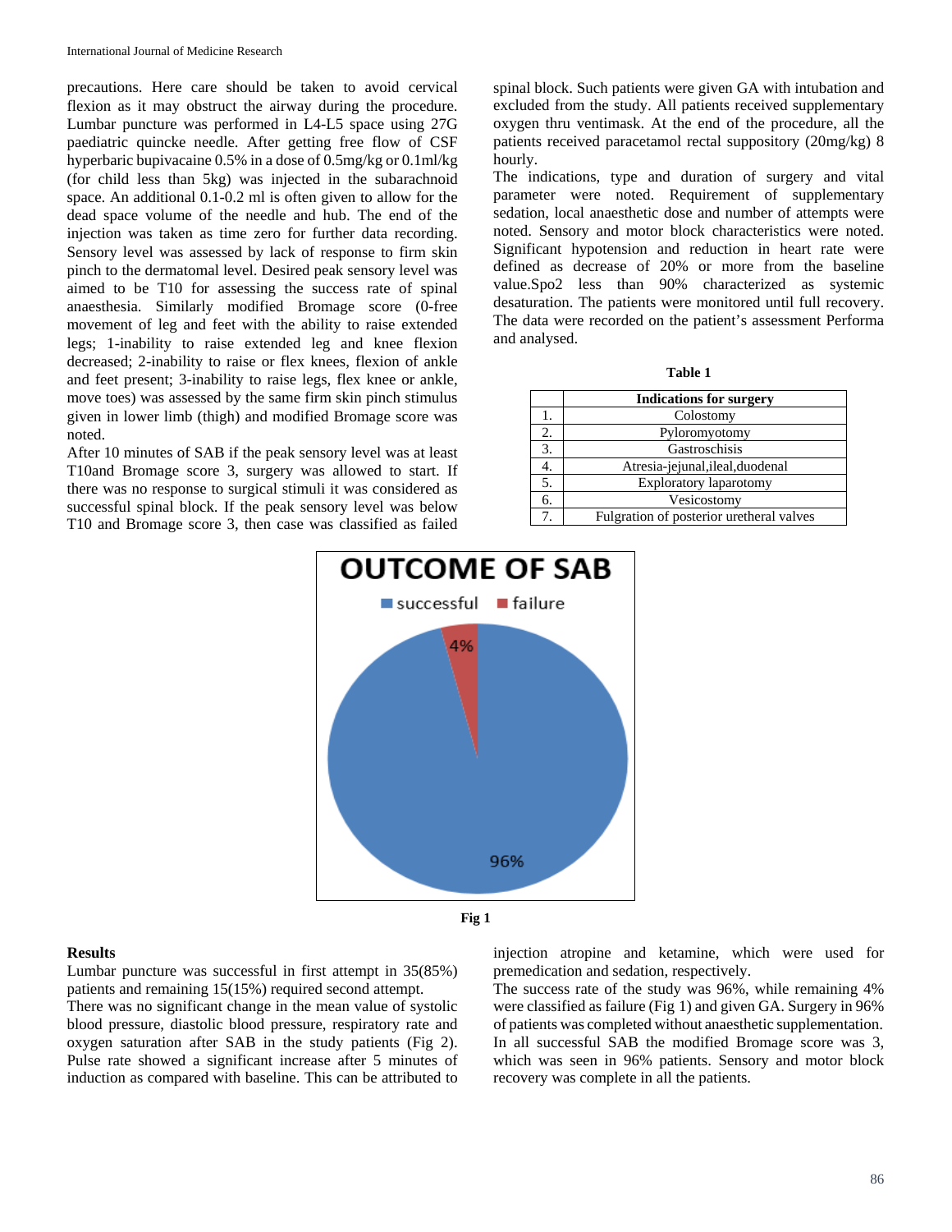precautions. Here care should be taken to avoid cervical flexion as it may obstruct the airway during the procedure. Lumbar puncture was performed in L4-L5 space using 27G paediatric quincke needle. After getting free flow of CSF hyperbaric bupivacaine 0.5% in a dose of 0.5mg/kg or 0.1ml/kg (for child less than 5kg) was injected in the subarachnoid space. An additional 0.1-0.2 ml is often given to allow for the dead space volume of the needle and hub. The end of the injection was taken as time zero for further data recording. Sensory level was assessed by lack of response to firm skin pinch to the dermatomal level. Desired peak sensory level was aimed to be T10 for assessing the success rate of spinal anaesthesia. Similarly modified Bromage score (0-free movement of leg and feet with the ability to raise extended legs; 1-inability to raise extended leg and knee flexion decreased; 2-inability to raise or flex knees, flexion of ankle and feet present; 3-inability to raise legs, flex knee or ankle, move toes) was assessed by the same firm skin pinch stimulus given in lower limb (thigh) and modified Bromage score was noted.

After 10 minutes of SAB if the peak sensory level was at least T10and Bromage score 3, surgery was allowed to start. If there was no response to surgical stimuli it was considered as successful spinal block. If the peak sensory level was below T10 and Bromage score 3, then case was classified as failed spinal block. Such patients were given GA with intubation and excluded from the study. All patients received supplementary oxygen thru ventimask. At the end of the procedure, all the patients received paracetamol rectal suppository (20mg/kg) 8 hourly.

The indications, type and duration of surgery and vital parameter were noted. Requirement of supplementary sedation, local anaesthetic dose and number of attempts were noted. Sensory and motor block characteristics were noted. Significant hypotension and reduction in heart rate were defined as decrease of 20% or more from the baseline value.Spo2 less than 90% characterized as systemic desaturation. The patients were monitored until full recovery. The data were recorded on the patient's assessment Performa and analysed.

**Table 1**

| | Indications for surgery |
|---|---|
| 1. | Colostomy |
| 2. | Pyloromyotomy |
| 3. | Gastroschisis |
| 4. | Atresia-jejunal,ileal,duodenal |
| 5. | Exploratory laparotomy |
| 6. | Vesicostomy |
| 7. | Fulgration of posterior uretheral valves |

OUTCOME OF SAB

successful 96% | failure 4%

**Fig 1**

## Results

Lumbar puncture was successful in first attempt in 35(85%) patients and remaining 15(15%) required second attempt.

There was no significant change in the mean value of systolic blood pressure, diastolic blood pressure, respiratory rate and oxygen saturation after SAB in the study patients (Fig 2). Pulse rate showed a significant increase after 5 minutes of induction as compared with baseline. This can be attributed to injection atropine and ketamine, which were used for premedication and sedation, respectively.

The success rate of the study was 96%, while remaining 4% were classified as failure (Fig 1) and given GA. Surgery in 96% of patients was completed without anaesthetic supplementation. In all successful SAB the modified Bromage score was 3, which was seen in 96% patients. Sensory and motor block recovery was complete in all the patients.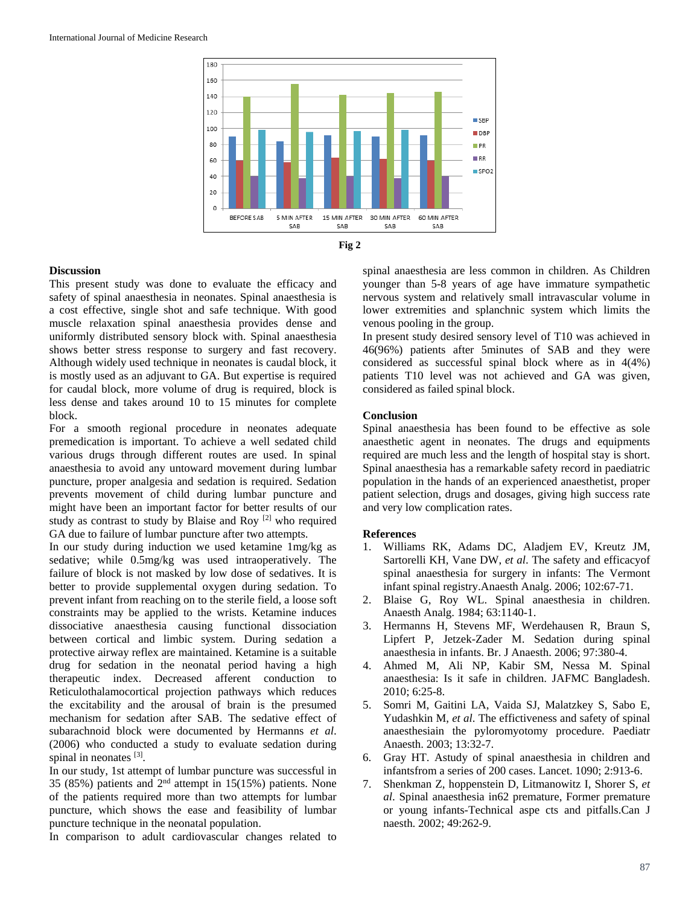180
160
140
120
100
80
60
40
20
0

BEFORE SAB
5 MIN AFTER SAB
15 MIN AFTER SAB
30 MIN AFTER SAB
60 MIN AFTER SAB

SBP
DBP
PR
RR
SPO2

**Fig 2**

## Discussion

This present study was done to evaluate the efficacy and safety of spinal anaesthesia in neonates. Spinal anaesthesia is a cost effective, single shot and safe technique. With good muscle relaxation spinal anaesthesia provides dense and uniformly distributed sensory block with. Spinal anaesthesia shows better stress response to surgery and fast recovery. Although widely used technique in neonates is caudal block, it is mostly used as an adjuvant to GA. But expertise is required for caudal block, more volume of drug is required, block is less dense and takes around 10 to 15 minutes for complete block.

For a smooth regional procedure in neonates adequate premedication is important. To achieve a well sedated child various drugs through different routes are used. In spinal anaesthesia to avoid any untoward movement during lumbar puncture, proper analgesia and sedation is required. Sedation prevents movement of child during lumbar puncture and might have been an important factor for better results of our study as contrast to study by Blaise and Roy [2] who required GA due to failure of lumbar puncture after two attempts.

In our study during induction we used ketamine 1mg/kg as sedative; while 0.5mg/kg was used intraoperatively. The failure of block is not masked by low dose of sedatives. It is better to provide supplemental oxygen during sedation. To prevent infant from reaching on to the sterile field, a loose soft constraints may be applied to the wrists. Ketamine induces dissociative anaesthesia causing functional dissociation between cortical and limbic system. During sedation a protective airway reflex are maintained. Ketamine is a suitable drug for sedation in the neonatal period having a high therapeutic index. Decreased afferent conduction to Reticulothalamocortical projection pathways which reduces the excitability and the arousal of brain is the presumed mechanism for sedation after SAB. The sedative effect of subarachnoid block were documented by Hermanns *et al*. (2006) who conducted a study to evaluate sedation during spinal in neonates [3].

In our study, 1st attempt of lumbar puncture was successful in 35 (85%) patients and 2nd attempt in 15(15%) patients. None of the patients required more than two attempts for lumbar puncture, which shows the ease and feasibility of lumbar puncture technique in the neonatal population.

In comparison to adult cardiovascular changes related to spinal anaesthesia are less common in children. As Children younger than 5-8 years of age have immature sympathetic nervous system and relatively small intravascular volume in lower extremities and splanchnic system which limits the venous pooling in the group.

In present study desired sensory level of T10 was achieved in 46(96%) patients after 5minutes of SAB and they were considered as successful spinal block where as in 4(4%) patients T10 level was not achieved and GA was given, considered as failed spinal block.

## Conclusion

Spinal anaesthesia has been found to be effective as sole anaesthetic agent in neonates. The drugs and equipments required are much less and the length of hospital stay is short. Spinal anaesthesia has a remarkable safety record in paediatric population in the hands of an experienced anaesthetist, proper patient selection, drugs and dosages, giving high success rate and very low complication rates.

## References

1. Williams RK, Adams DC, Aladjem EV, Kreutz JM, Sartorelli KH, Vane DW, *et al*. The safety and efficacyof spinal anaesthesia for surgery in infants: The Vermont infant spinal registry.Anaesth Analg. 2006; 102:67-71.
2. Blaise G, Roy WL. Spinal anaesthesia in children. Anaesth Analg. 1984; 63:1140-1.
3. Hermanns H, Stevens MF, Werdehausen R, Braun S, Lipfert P, Jetzek-Zader M. Sedation during spinal anaesthesia in infants. Br. J Anaesth. 2006; 97:380-4.
4. Ahmed M, Ali NP, Kabir SM, Nessa M. Spinal anaesthesia: Is it safe in children. JAFMC Bangladesh. 2010; 6:25-8.
5. Somri M, Gaitini LA, Vaida SJ, Malatzkey S, Sabo E, Yudashkin M, *et al*. The effictiveness and safety of spinal anaesthesiain the pyloromyotomy procedure. Paediatr Anaesth. 2003; 13:32-7.
6. Gray HT. Astudy of spinal anaesthesia in children and infantsfrom a series of 200 cases. Lancet. 1090; 2:913-6.
7. Shenkman Z, hoppenstein D, Litmanowitz I, Shorer S, *et al*. Spinal anaesthesia in62 premature, Former premature or young infants-Technical aspe cts and pitfalls.Can J naesth. 2002; 49:262-9.